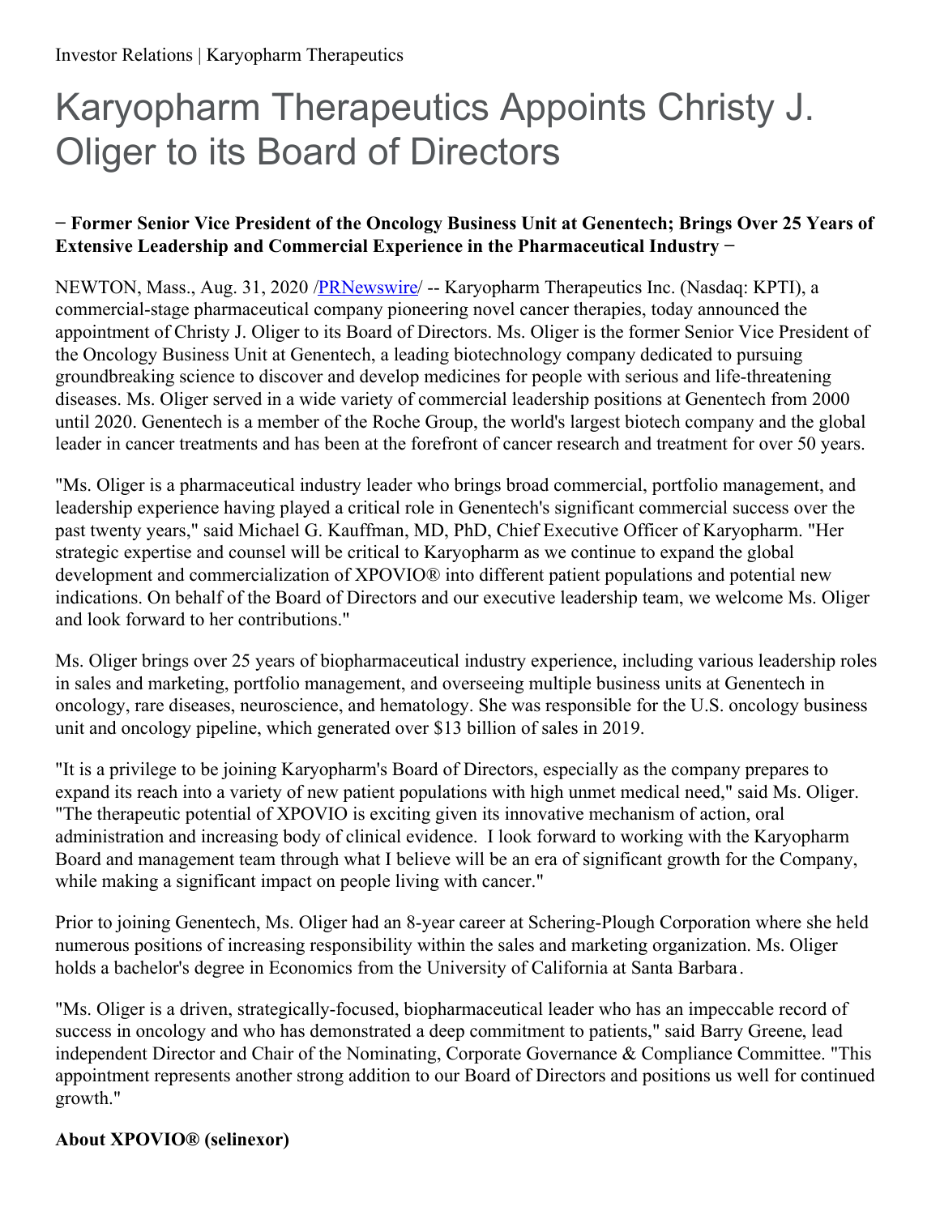Investor Relations | Karyopharm Therapeutics

# Karyopharm Therapeutics Appoints Christy J. Oliger to its Board of Directors

**− Former Senior Vice President of the Oncology Business Unit at Genentech; Brings Over 25 Years of Extensive Leadership and Commercial Experience in the Pharmaceutical Industry −**

NEWTON, Mass., Aug. 31, 2020 /PRNewswire/ -- Karyopharm Therapeutics Inc. (Nasdaq: KPTI), a commercial-stage pharmaceutical company pioneering novel cancer therapies, today announced the appointment of Christy J. Oliger to its Board of Directors. Ms. Oliger is the former Senior Vice President of the Oncology Business Unit at Genentech, a leading biotechnology company dedicated to pursuing groundbreaking science to discover and develop medicines for people with serious and life-threatening diseases. Ms. Oliger served in a wide variety of commercial leadership positions at Genentech from 2000 until 2020. Genentech is a member of the Roche Group, the world's largest biotech company and the global leader in cancer treatments and has been at the forefront of cancer research and treatment for over 50 years.

"Ms. Oliger is a pharmaceutical industry leader who brings broad commercial, portfolio management, and leadership experience having played a critical role in Genentech's significant commercial success over the past twenty years," said Michael G. Kauffman, MD, PhD, Chief Executive Officer of Karyopharm. "Her strategic expertise and counsel will be critical to Karyopharm as we continue to expand the global development and commercialization of XPOVIO® into different patient populations and potential new indications. On behalf of the Board of Directors and our executive leadership team, we welcome Ms. Oliger and look forward to her contributions."

Ms. Oliger brings over 25 years of biopharmaceutical industry experience, including various leadership roles in sales and marketing, portfolio management, and overseeing multiple business units at Genentech in oncology, rare diseases, neuroscience, and hematology. She was responsible for the U.S. oncology business unit and oncology pipeline, which generated over $13 billion of sales in 2019.

"It is a privilege to be joining Karyopharm's Board of Directors, especially as the company prepares to expand its reach into a variety of new patient populations with high unmet medical need," said Ms. Oliger. "The therapeutic potential of XPOVIO is exciting given its innovative mechanism of action, oral administration and increasing body of clinical evidence. I look forward to working with the Karyopharm Board and management team through what I believe will be an era of significant growth for the Company, while making a significant impact on people living with cancer."

Prior to joining Genentech, Ms. Oliger had an 8-year career at Schering-Plough Corporation where she held numerous positions of increasing responsibility within the sales and marketing organization. Ms. Oliger holds a bachelor's degree in Economics from the University of California at Santa Barbara.

"Ms. Oliger is a driven, strategically-focused, biopharmaceutical leader who has an impeccable record of success in oncology and who has demonstrated a deep commitment to patients," said Barry Greene, lead independent Director and Chair of the Nominating, Corporate Governance & Compliance Committee. "This appointment represents another strong addition to our Board of Directors and positions us well for continued growth."

**About XPOVIO® (selinexor)**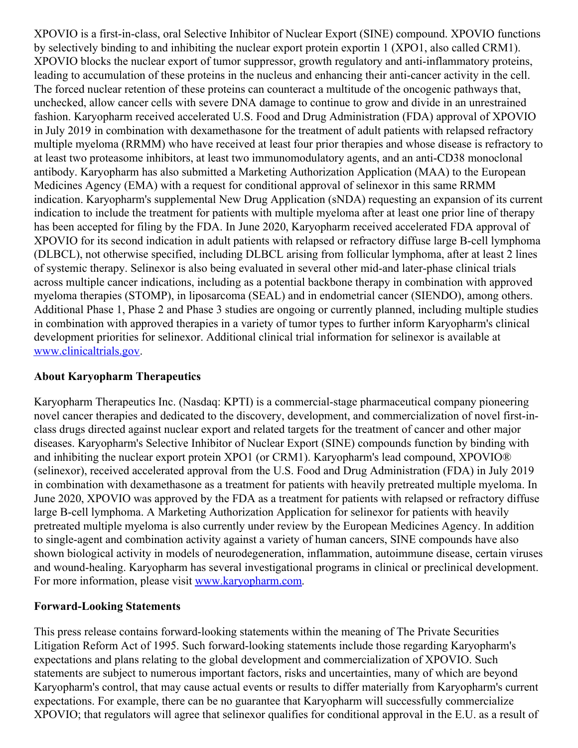XPOVIO is a first-in-class, oral Selective Inhibitor of Nuclear Export (SINE) compound. XPOVIO functions by selectively binding to and inhibiting the nuclear export protein exportin 1 (XPO1, also called CRM1). XPOVIO blocks the nuclear export of tumor suppressor, growth regulatory and anti-inflammatory proteins, leading to accumulation of these proteins in the nucleus and enhancing their anti-cancer activity in the cell. The forced nuclear retention of these proteins can counteract a multitude of the oncogenic pathways that, unchecked, allow cancer cells with severe DNA damage to continue to grow and divide in an unrestrained fashion. Karyopharm received accelerated U.S. Food and Drug Administration (FDA) approval of XPOVIO in July 2019 in combination with dexamethasone for the treatment of adult patients with relapsed refractory multiple myeloma (RRMM) who have received at least four prior therapies and whose disease is refractory to at least two proteasome inhibitors, at least two immunomodulatory agents, and an anti-CD38 monoclonal antibody. Karyopharm has also submitted a Marketing Authorization Application (MAA) to the European Medicines Agency (EMA) with a request for conditional approval of selinexor in this same RRMM indication. Karyopharm's supplemental New Drug Application (sNDA) requesting an expansion of its current indication to include the treatment for patients with multiple myeloma after at least one prior line of therapy has been accepted for filing by the FDA. In June 2020, Karyopharm received accelerated FDA approval of XPOVIO for its second indication in adult patients with relapsed or refractory diffuse large B-cell lymphoma (DLBCL), not otherwise specified, including DLBCL arising from follicular lymphoma, after at least 2 lines of systemic therapy. Selinexor is also being evaluated in several other mid-and later-phase clinical trials across multiple cancer indications, including as a potential backbone therapy in combination with approved myeloma therapies (STOMP), in liposarcoma (SEAL) and in endometrial cancer (SIENDO), among others. Additional Phase 1, Phase 2 and Phase 3 studies are ongoing or currently planned, including multiple studies in combination with approved therapies in a variety of tumor types to further inform Karyopharm's clinical development priorities for selinexor. Additional clinical trial information for selinexor is available at [www.clinicaltrials.gov](http://www.clinicaltrials.gov).

**About Karyopharm Therapeutics**

Karyopharm Therapeutics Inc. (Nasdaq: KPTI) is a commercial-stage pharmaceutical company pioneering novel cancer therapies and dedicated to the discovery, development, and commercialization of novel first-in-class drugs directed against nuclear export and related targets for the treatment of cancer and other major diseases. Karyopharm's Selective Inhibitor of Nuclear Export (SINE) compounds function by binding with and inhibiting the nuclear export protein XPO1 (or CRM1). Karyopharm's lead compound, XPOVIO® (selinexor), received accelerated approval from the U.S. Food and Drug Administration (FDA) in July 2019 in combination with dexamethasone as a treatment for patients with heavily pretreated multiple myeloma. In June 2020, XPOVIO was approved by the FDA as a treatment for patients with relapsed or refractory diffuse large B-cell lymphoma. A Marketing Authorization Application for selinexor for patients with heavily pretreated multiple myeloma is also currently under review by the European Medicines Agency. In addition to single-agent and combination activity against a variety of human cancers, SINE compounds have also shown biological activity in models of neurodegeneration, inflammation, autoimmune disease, certain viruses and wound-healing. Karyopharm has several investigational programs in clinical or preclinical development. For more information, please visit [www.karyopharm.com](http://www.karyopharm.com).

**Forward-Looking Statements**

This press release contains forward-looking statements within the meaning of The Private Securities Litigation Reform Act of 1995. Such forward-looking statements include those regarding Karyopharm's expectations and plans relating to the global development and commercialization of XPOVIO. Such statements are subject to numerous important factors, risks and uncertainties, many of which are beyond Karyopharm's control, that may cause actual events or results to differ materially from Karyopharm's current expectations. For example, there can be no guarantee that Karyopharm will successfully commercialize XPOVIO; that regulators will agree that selinexor qualifies for conditional approval in the E.U. as a result of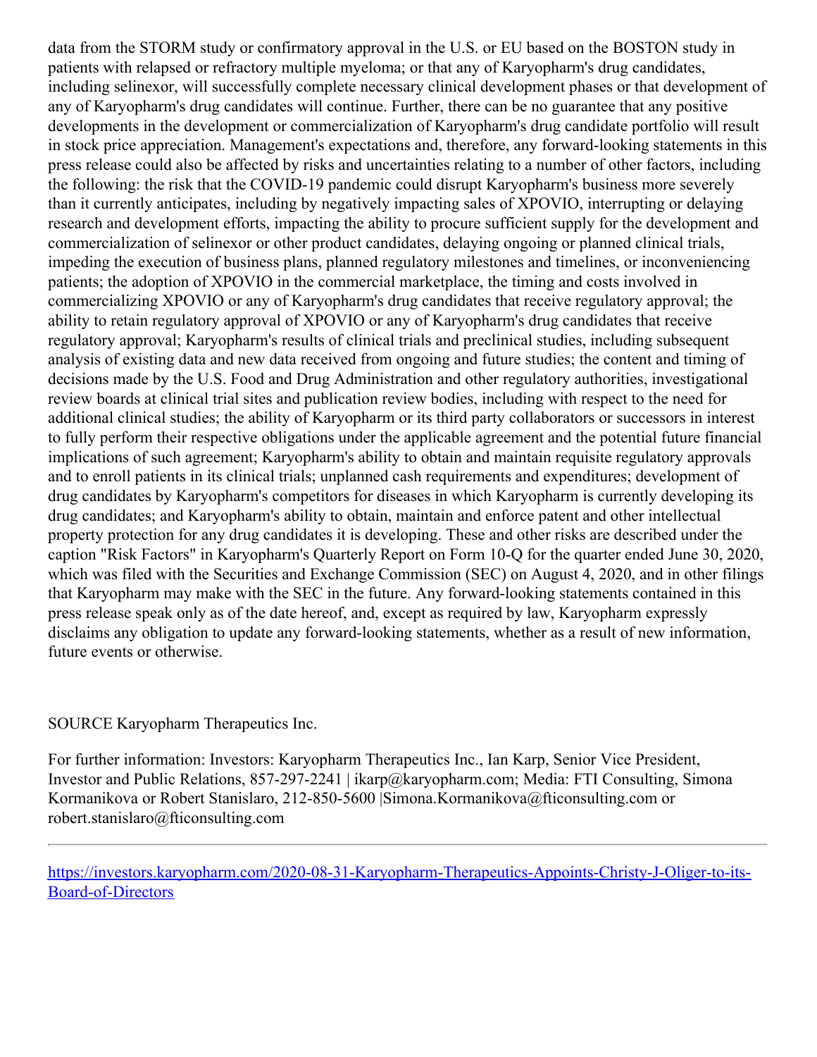data from the STORM study or confirmatory approval in the U.S. or EU based on the BOSTON study in patients with relapsed or refractory multiple myeloma; or that any of Karyopharm's drug candidates, including selinexor, will successfully complete necessary clinical development phases or that development of any of Karyopharm's drug candidates will continue. Further, there can be no guarantee that any positive developments in the development or commercialization of Karyopharm's drug candidate portfolio will result in stock price appreciation. Management's expectations and, therefore, any forward-looking statements in this press release could also be affected by risks and uncertainties relating to a number of other factors, including the following: the risk that the COVID-19 pandemic could disrupt Karyopharm's business more severely than it currently anticipates, including by negatively impacting sales of XPOVIO, interrupting or delaying research and development efforts, impacting the ability to procure sufficient supply for the development and commercialization of selinexor or other product candidates, delaying ongoing or planned clinical trials, impeding the execution of business plans, planned regulatory milestones and timelines, or inconveniencing patients; the adoption of XPOVIO in the commercial marketplace, the timing and costs involved in commercializing XPOVIO or any of Karyopharm's drug candidates that receive regulatory approval; the ability to retain regulatory approval of XPOVIO or any of Karyopharm's drug candidates that receive regulatory approval; Karyopharm's results of clinical trials and preclinical studies, including subsequent analysis of existing data and new data received from ongoing and future studies; the content and timing of decisions made by the U.S. Food and Drug Administration and other regulatory authorities, investigational review boards at clinical trial sites and publication review bodies, including with respect to the need for additional clinical studies; the ability of Karyopharm or its third party collaborators or successors in interest to fully perform their respective obligations under the applicable agreement and the potential future financial implications of such agreement; Karyopharm's ability to obtain and maintain requisite regulatory approvals and to enroll patients in its clinical trials; unplanned cash requirements and expenditures; development of drug candidates by Karyopharm's competitors for diseases in which Karyopharm is currently developing its drug candidates; and Karyopharm's ability to obtain, maintain and enforce patent and other intellectual property protection for any drug candidates it is developing. These and other risks are described under the caption "Risk Factors" in Karyopharm's Quarterly Report on Form 10-Q for the quarter ended June 30, 2020, which was filed with the Securities and Exchange Commission (SEC) on August 4, 2020, and in other filings that Karyopharm may make with the SEC in the future. Any forward-looking statements contained in this press release speak only as of the date hereof, and, except as required by law, Karyopharm expressly disclaims any obligation to update any forward-looking statements, whether as a result of new information, future events or otherwise.

SOURCE Karyopharm Therapeutics Inc.

For further information: Investors: Karyopharm Therapeutics Inc., Ian Karp, Senior Vice President, Investor and Public Relations, 857-297-2241 | ikarp@karyopharm.com; Media: FTI Consulting, Simona Kormanikova or Robert Stanislaro, 212-850-5600 |Simona.Kormanikova@fticonsulting.com or robert.stanislaro@fticonsulting.com

---

https://investors.karyopharm.com/2020-08-31-Karyopharm-Therapeutics-Appoints-Christy-J-Oliger-to-its-Board-of-Directors